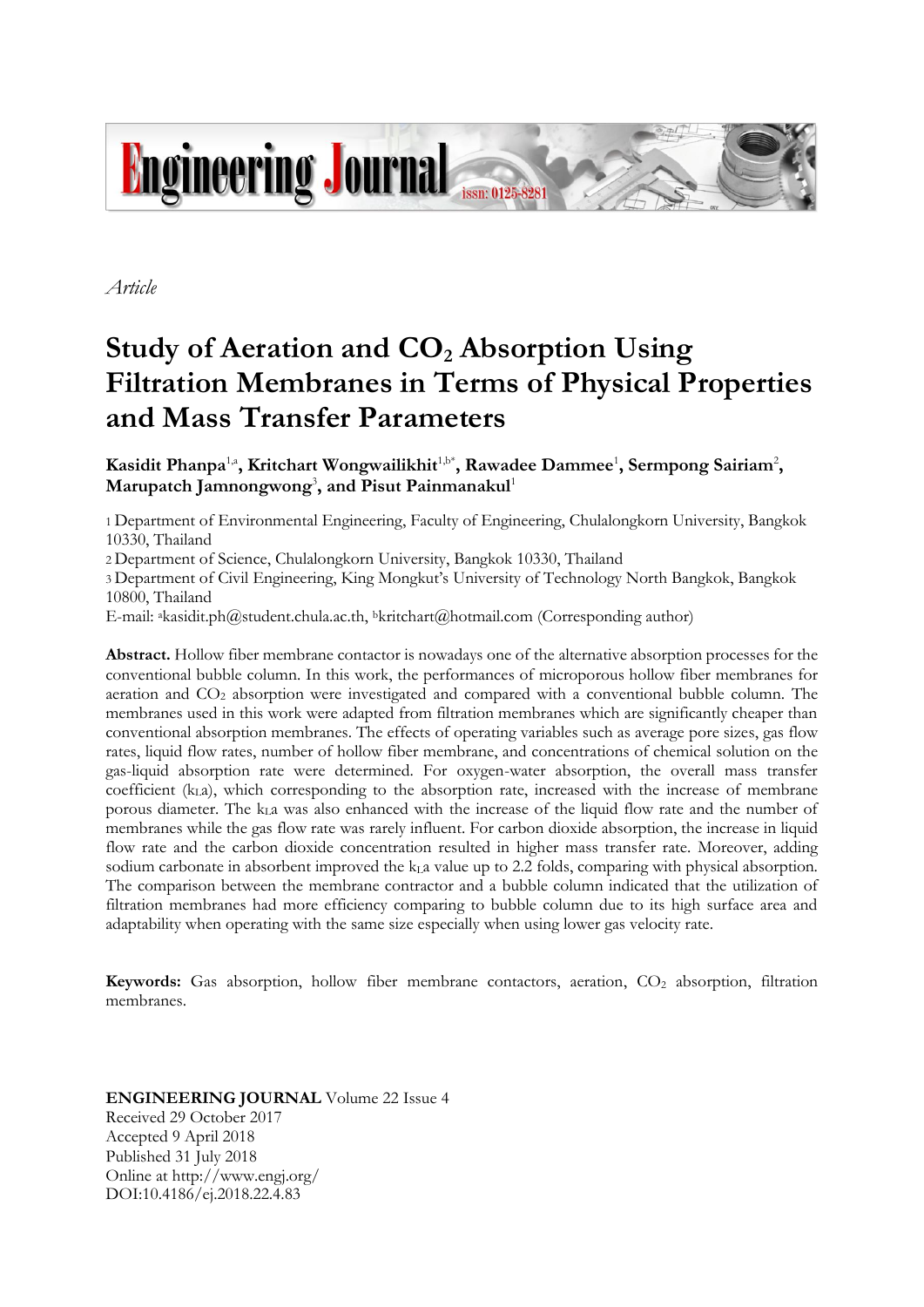*Article*

# Study of Aeration and $CO_2$ Absorption Using Filtration Membranes in Terms of Physical Properties and Mass Transfer Parameters

**Kasidit Phanpa**[1,a], **Kritchart Wongwailikhit**[1,b*], **Rawadee Dammee**[1], **Sermpong Sairiam**[2], **Marupatch Jamnongwong**[3], **and Pisut Painmanakul**[1]

1 Department of Environmental Engineering, Faculty of Engineering, Chulalongkorn University, Bangkok 10330, Thailand

2 Department of Science, Chulalongkorn University, Bangkok 10330, Thailand

3 Department of Civil Engineering, King Mongkut's University of Technology North Bangkok, Bangkok 10800, Thailand

E-mail: [a]kasidit.ph@student.chula.ac.th, [b]kritchart@hotmail.com (Corresponding author)

**Abstract.** Hollow fiber membrane contactor is nowadays one of the alternative absorption processes for the conventional bubble column. In this work, the performances of microporous hollow fiber membranes for aeration and $CO_2$ absorption were investigated and compared with a conventional bubble column. The membranes used in this work were adapted from filtration membranes which are significantly cheaper than conventional absorption membranes. The effects of operating variables such as average pore sizes, gas flow rates, liquid flow rates, number of hollow fiber membrane, and concentrations of chemical solution on the gas-liquid absorption rate were determined. For oxygen-water absorption, the overall mass transfer coefficient ($k_La$), which corresponding to the absorption rate, increased with the increase of membrane porous diameter. The $k_La$ was also enhanced with the increase of the liquid flow rate and the number of membranes while the gas flow rate was rarely influent. For carbon dioxide absorption, the increase in liquid flow rate and the carbon dioxide concentration resulted in higher mass transfer rate. Moreover, adding sodium carbonate in absorbent improved the $k_La$ value up to 2.2 folds, comparing with physical absorption. The comparison between the membrane contractor and a bubble column indicated that the utilization of filtration membranes had more efficiency comparing to bubble column due to its high surface area and adaptability when operating with the same size especially when using lower gas velocity rate.

**Keywords:** Gas absorption, hollow fiber membrane contactors, aeration, $CO_2$ absorption, filtration membranes.

**ENGINEERING JOURNAL** Volume 22 Issue 4
Received 29 October 2017
Accepted 9 April 2018
Published 31 July 2018
Online at http://www.engj.org/
DOI:10.4186/ej.2018.22.4.83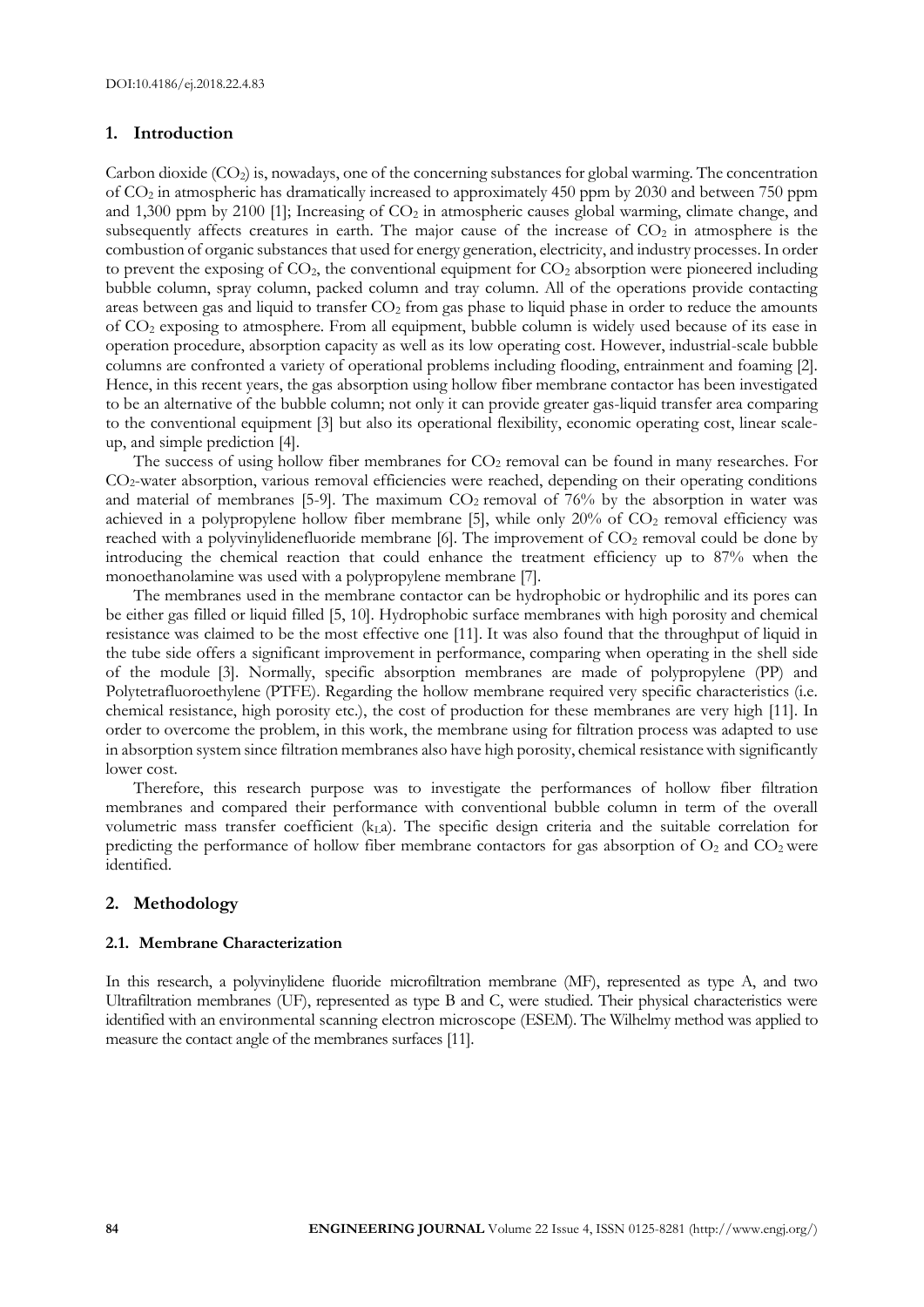## 1. Introduction

Carbon dioxide ($CO_2$) is, nowadays, one of the concerning substances for global warming. The concentration of $CO_2$ in atmospheric has dramatically increased to approximately 450 ppm by 2030 and between 750 ppm and 1,300 ppm by 2100 [1]; Increasing of $CO_2$ in atmospheric causes global warming, climate change, and subsequently affects creatures in earth. The major cause of the increase of $CO_2$ in atmosphere is the combustion of organic substances that used for energy generation, electricity, and industry processes. In order to prevent the exposing of $CO_2$, the conventional equipment for $CO_2$ absorption were pioneered including bubble column, spray column, packed column and tray column. All of the operations provide contacting areas between gas and liquid to transfer $CO_2$ from gas phase to liquid phase in order to reduce the amounts of $CO_2$ exposing to atmosphere. From all equipment, bubble column is widely used because of its ease in operation procedure, absorption capacity as well as its low operating cost. However, industrial-scale bubble columns are confronted a variety of operational problems including flooding, entrainment and foaming [2]. Hence, in this recent years, the gas absorption using hollow fiber membrane contactor has been investigated to be an alternative of the bubble column; not only it can provide greater gas-liquid transfer area comparing to the conventional equipment [3] but also its operational flexibility, economic operating cost, linear scale-up, and simple prediction [4].

The success of using hollow fiber membranes for $CO_2$ removal can be found in many researches. For $CO_2$-water absorption, various removal efficiencies were reached, depending on their operating conditions and material of membranes [5-9]. The maximum $CO_2$ removal of 76% by the absorption in water was achieved in a polypropylene hollow fiber membrane [5], while only 20% of $CO_2$ removal efficiency was reached with a polyvinylidenefluoride membrane [6]. The improvement of $CO_2$ removal could be done by introducing the chemical reaction that could enhance the treatment efficiency up to 87% when the monoethanolamine was used with a polypropylene membrane [7].

The membranes used in the membrane contactor can be hydrophobic or hydrophilic and its pores can be either gas filled or liquid filled [5, 10]. Hydrophobic surface membranes with high porosity and chemical resistance was claimed to be the most effective one [11]. It was also found that the throughput of liquid in the tube side offers a significant improvement in performance, comparing when operating in the shell side of the module [3]. Normally, specific absorption membranes are made of polypropylene (PP) and Polytetrafluoroethylene (PTFE). Regarding the hollow membrane required very specific characteristics (i.e. chemical resistance, high porosity etc.), the cost of production for these membranes are very high [11]. In order to overcome the problem, in this work, the membrane using for filtration process was adapted to use in absorption system since filtration membranes also have high porosity, chemical resistance with significantly lower cost.

Therefore, this research purpose was to investigate the performances of hollow fiber filtration membranes and compared their performance with conventional bubble column in term of the overall volumetric mass transfer coefficient ($k_La$). The specific design criteria and the suitable correlation for predicting the performance of hollow fiber membrane contactors for gas absorption of $O_2$ and $CO_2$ were identified.

## 2. Methodology

### 2.1. Membrane Characterization

In this research, a polyvinylidene fluoride microfiltration membrane (MF), represented as type A, and two Ultrafiltration membranes (UF), represented as type B and C, were studied. Their physical characteristics were identified with an environmental scanning electron microscope (ESEM). The Wilhelmy method was applied to measure the contact angle of the membranes surfaces [11].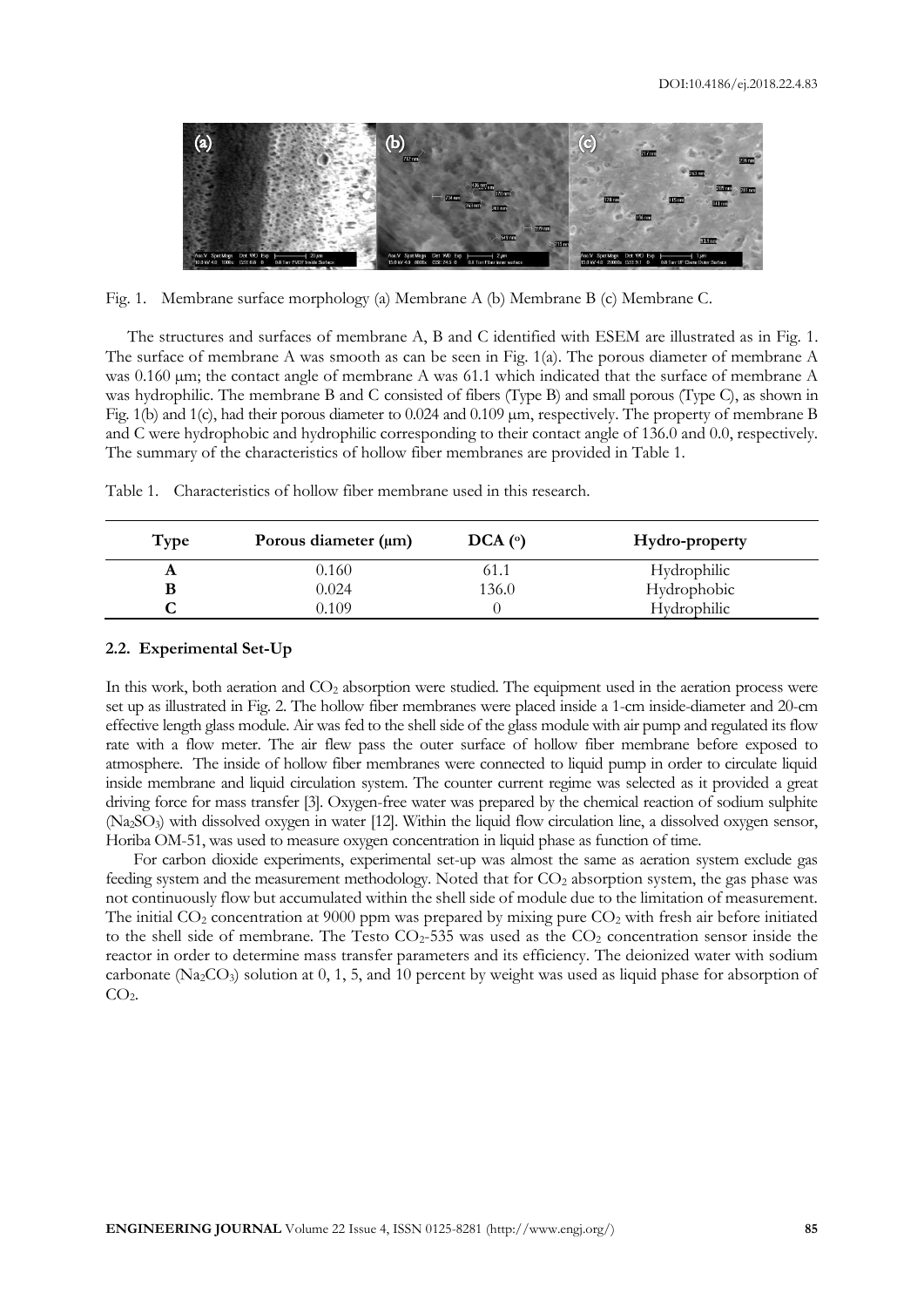Fig. 1. Membrane surface morphology (a) Membrane A (b) Membrane B (c) Membrane C.

The structures and surfaces of membrane A, B and C identified with ESEM are illustrated as in Fig. 1. The surface of membrane A was smooth as can be seen in Fig. 1(a). The porous diameter of membrane A was 0.160 μm; the contact angle of membrane A was 61.1 which indicated that the surface of membrane A was hydrophilic. The membrane B and C consisted of fibers (Type B) and small porous (Type C), as shown in Fig. 1(b) and 1(c), had their porous diameter to 0.024 and 0.109 μm, respectively. The property of membrane B and C were hydrophobic and hydrophilic corresponding to their contact angle of 136.0 and 0.0, respectively. The summary of the characteristics of hollow fiber membranes are provided in Table 1.

Table 1. Characteristics of hollow fiber membrane used in this research.

| Type | Porous diameter (μm) | DCA (°) | Hydro-property |
|---|---|---|---|
| **A** | 0.160 | 61.1 | Hydrophilic |
| **B** | 0.024 | 136.0 | Hydrophobic |
| **C** | 0.109 | 0 | Hydrophilic |

### 2.2. Experimental Set-Up

In this work, both aeration and $CO_2$ absorption were studied. The equipment used in the aeration process were set up as illustrated in Fig. 2. The hollow fiber membranes were placed inside a 1-cm inside-diameter and 20-cm effective length glass module. Air was fed to the shell side of the glass module with air pump and regulated its flow rate with a flow meter. The air flew pass the outer surface of hollow fiber membrane before exposed to atmosphere. The inside of hollow fiber membranes were connected to liquid pump in order to circulate liquid inside membrane and liquid circulation system. The counter current regime was selected as it provided a great driving force for mass transfer [3]. Oxygen-free water was prepared by the chemical reaction of sodium sulphite ($Na_2SO_3$) with dissolved oxygen in water [12]. Within the liquid flow circulation line, a dissolved oxygen sensor, Horiba OM-51, was used to measure oxygen concentration in liquid phase as function of time.

For carbon dioxide experiments, experimental set-up was almost the same as aeration system exclude gas feeding system and the measurement methodology. Noted that for $CO_2$ absorption system, the gas phase was not continuously flow but accumulated within the shell side of module due to the limitation of measurement. The initial $CO_2$ concentration at 9000 ppm was prepared by mixing pure $CO_2$ with fresh air before initiated to the shell side of membrane. The Testo $CO_2$-535 was used as the $CO_2$ concentration sensor inside the reactor in order to determine mass transfer parameters and its efficiency. The deionized water with sodium carbonate ($Na_2CO_3$) solution at 0, 1, 5, and 10 percent by weight was used as liquid phase for absorption of $CO_2$.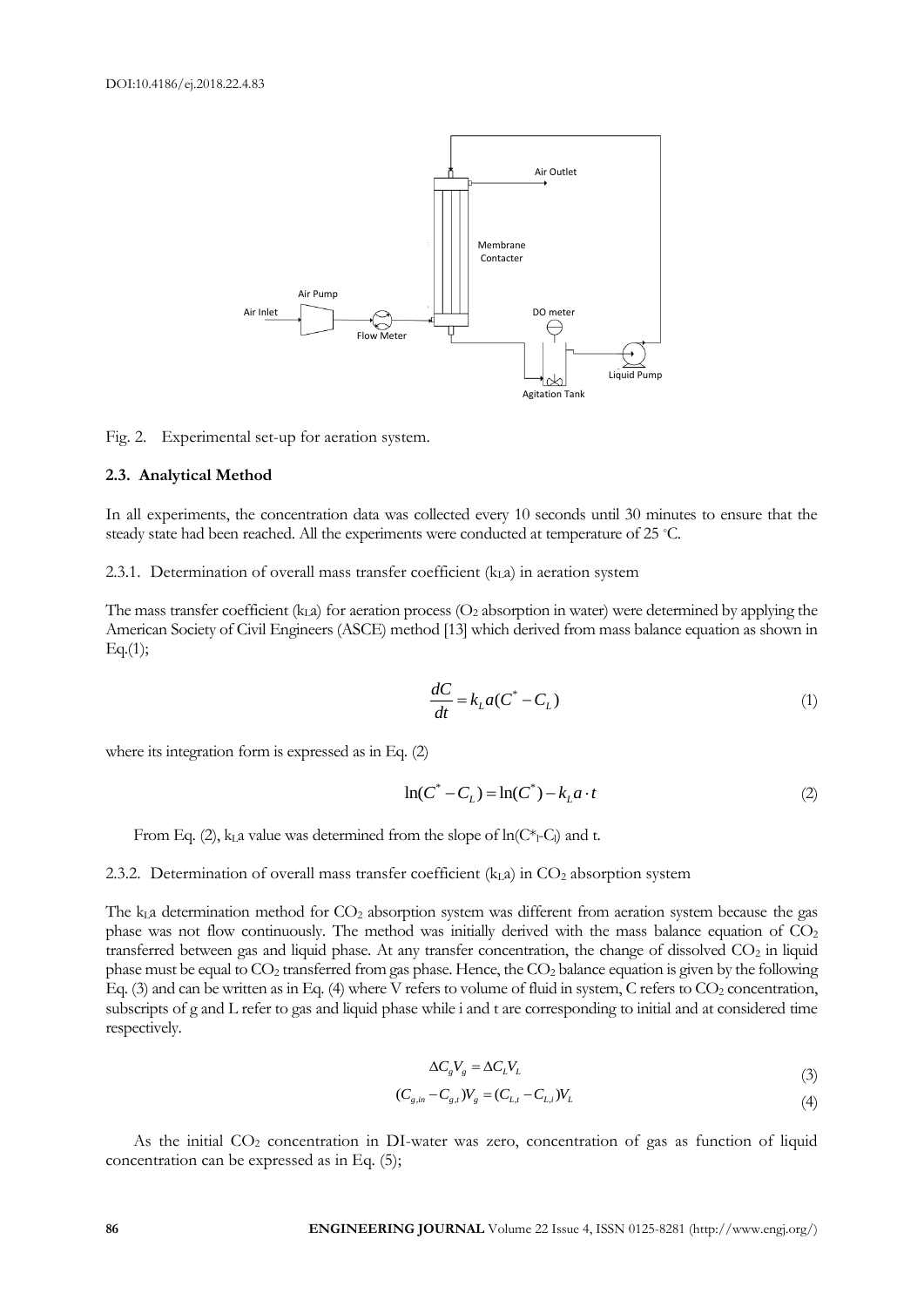DOI:10.4186/ej.2018.22.4.83

Fig. 2. Experimental set-up for aeration system.

### 2.3. Analytical Method

In all experiments, the concentration data was collected every 10 seconds until 30 minutes to ensure that the steady state had been reached. All the experiments were conducted at temperature of 25 °C.

#### 2.3.1. Determination of overall mass transfer coefficient ($k_La$) in aeration system

The mass transfer coefficient ($k_La$) for aeration process ($O_2$ absorption in water) were determined by applying the American Society of Civil Engineers (ASCE) method [13] which derived from mass balance equation as shown in Eq.(1);

$$\frac{dC}{dt} = k_L a(C^* - C_L) \tag{1}$$

where its integration form is expressed as in Eq. (2)

$$\ln(C^* - C_L) = \ln(C^*) - k_L a \cdot t \tag{2}$$

From Eq. (2), $k_La$ value was determined from the slope of $\ln(C^*_l - C_l)$ and t.

#### 2.3.2. Determination of overall mass transfer coefficient ($k_La$) in $CO_2$ absorption system

The $k_La$ determination method for $CO_2$ absorption system was different from aeration system because the gas phase was not flow continuously. The method was initially derived with the mass balance equation of $CO_2$ transferred between gas and liquid phase. At any transfer concentration, the change of dissolved $CO_2$ in liquid phase must be equal to $CO_2$ transferred from gas phase. Hence, the $CO_2$ balance equation is given by the following Eq. (3) and can be written as in Eq. (4) where V refers to volume of fluid in system, C refers to $CO_2$ concentration, subscripts of g and L refer to gas and liquid phase while i and t are corresponding to initial and at considered time respectively.

$$\Delta C_g V_g = \Delta C_L V_L \tag{3}$$

$$(C_{g,in} - C_{g,t})V_g = (C_{L,t} - C_{L,i})V_L \tag{4}$$

As the initial $CO_2$ concentration in DI-water was zero, concentration of gas as function of liquid concentration can be expressed as in Eq. (5);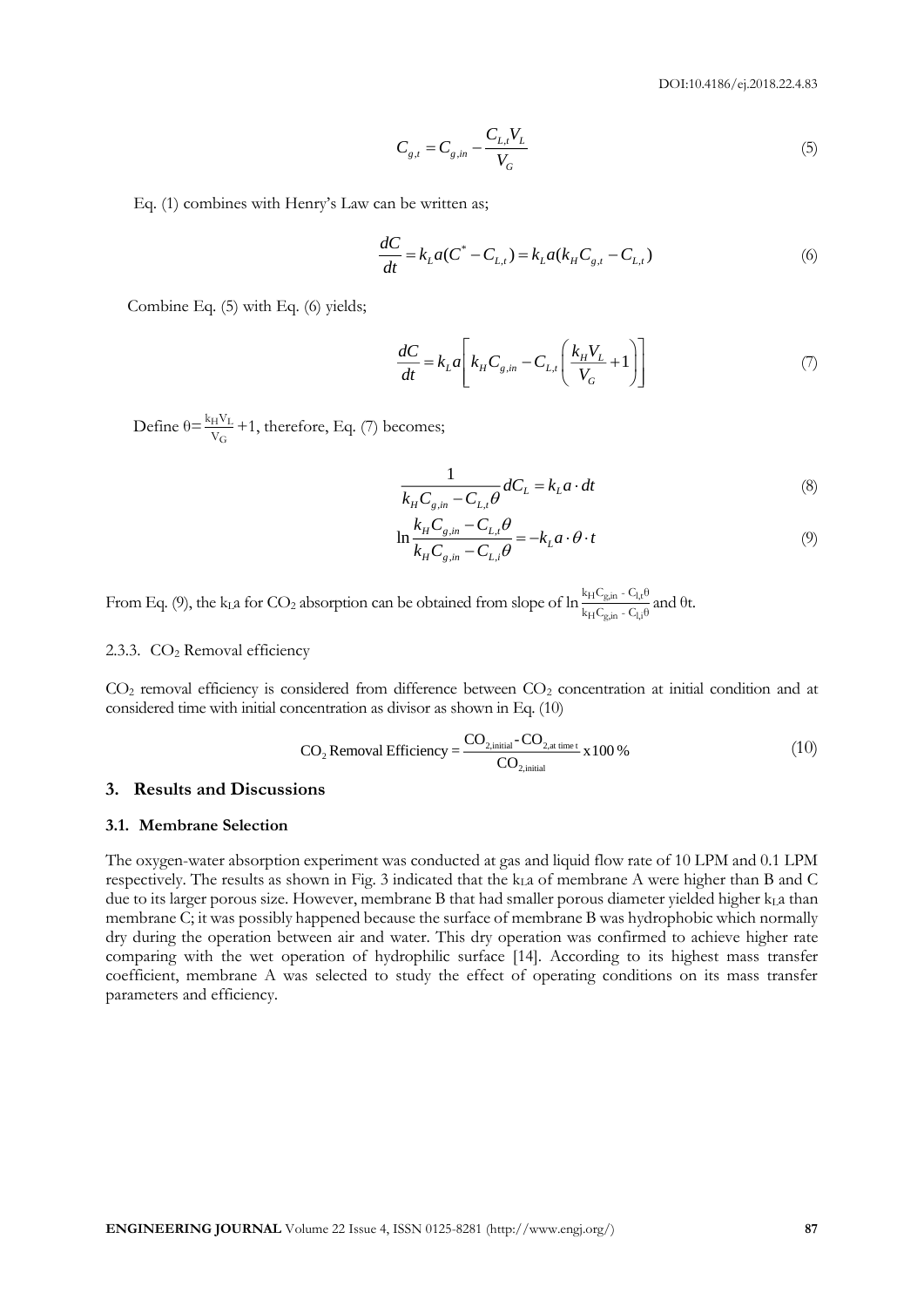$$C_{g,t} = C_{g,in} - \frac{C_{L,t}V_L}{V_G} \tag{5}$$

Eq. (1) combines with Henry's Law can be written as;

$$\frac{dC}{dt} = k_L a(C^* - C_{L,t}) = k_L a(k_H C_{g,t} - C_{L,t}) \tag{6}$$

Combine Eq. (5) with Eq. (6) yields;

$$\frac{dC}{dt} = k_L a\left[k_H C_{g,in} - C_{L,t}\left(\frac{k_H V_L}{V_G} + 1\right)\right] \tag{7}$$

Define $\theta = \frac{k_H V_L}{V_G} + 1$, therefore, Eq. (7) becomes;

$$\frac{1}{k_H C_{g,in} - C_{L,t}\theta} dC_L = k_L a \cdot dt \tag{8}$$

$$\ln \frac{k_H C_{g,in} - C_{L,t}\theta}{k_H C_{g,in} - C_{L,i}\theta} = -k_L a \cdot \theta \cdot t \tag{9}$$

From Eq. (9), the $k_La$ for $CO_2$ absorption can be obtained from slope of $\ln \frac{k_H C_{g,in} - C_{l,t}\theta}{k_H C_{g,in} - C_{l,i}\theta}$ and $\theta t$.

#### 2.3.3. $CO_2$ Removal efficiency

$CO_2$ removal efficiency is considered from difference between $CO_2$ concentration at initial condition and at considered time with initial concentration as divisor as shown in Eq. (10)

$$CO_2 \text{ Removal Efficiency} = \frac{CO_{2,\text{initial}} - CO_{2,\text{at time t}}}{CO_{2,\text{initial}}} \times 100\,\% \tag{10}$$

## 3. Results and Discussions

### 3.1. Membrane Selection

The oxygen-water absorption experiment was conducted at gas and liquid flow rate of 10 LPM and 0.1 LPM respectively. The results as shown in Fig. 3 indicated that the $k_La$ of membrane A were higher than B and C due to its larger porous size. However, membrane B that had smaller porous diameter yielded higher $k_La$ than membrane C; it was possibly happened because the surface of membrane B was hydrophobic which normally dry during the operation between air and water. This dry operation was confirmed to achieve higher rate comparing with the wet operation of hydrophilic surface [14]. According to its highest mass transfer coefficient, membrane A was selected to study the effect of operating conditions on its mass transfer parameters and efficiency.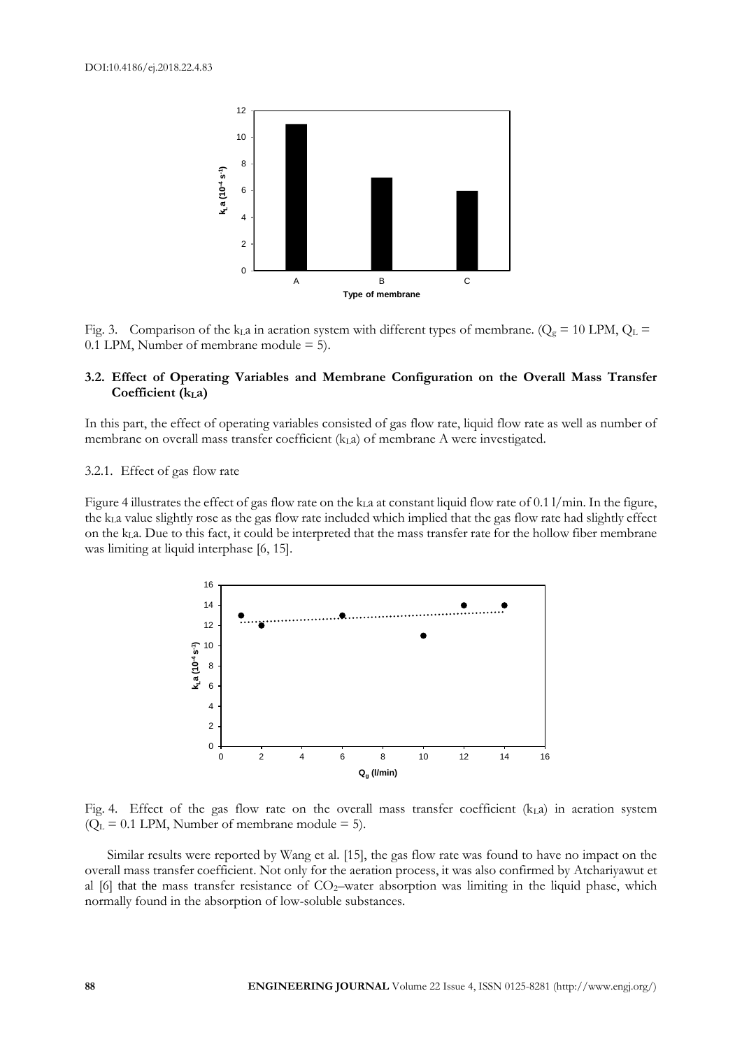Fig. 3. Comparison of the $k_La$ in aeration system with different types of membrane. ($Q_g$ = 10 LPM, $Q_L$ = 0.1 LPM, Number of membrane module = 5).

### 3.2. Effect of Operating Variables and Membrane Configuration on the Overall Mass Transfer Coefficient ($k_La$)

In this part, the effect of operating variables consisted of gas flow rate, liquid flow rate as well as number of membrane on overall mass transfer coefficient ($k_La$) of membrane A were investigated.

#### 3.2.1. Effect of gas flow rate

Figure 4 illustrates the effect of gas flow rate on the $k_La$ at constant liquid flow rate of 0.1 l/min. In the figure, the $k_La$ value slightly rose as the gas flow rate included which implied that the gas flow rate had slightly effect on the $k_La$. Due to this fact, it could be interpreted that the mass transfer rate for the hollow fiber membrane was limiting at liquid interphase [6, 15].

Fig. 4. Effect of the gas flow rate on the overall mass transfer coefficient ($k_La$) in aeration system ($Q_L$ = 0.1 LPM, Number of membrane module = 5).

Similar results were reported by Wang et al. [15], the gas flow rate was found to have no impact on the overall mass transfer coefficient. Not only for the aeration process, it was also confirmed by Atchariyawut et al [6] that the mass transfer resistance of $CO_2$–water absorption was limiting in the liquid phase, which normally found in the absorption of low-soluble substances.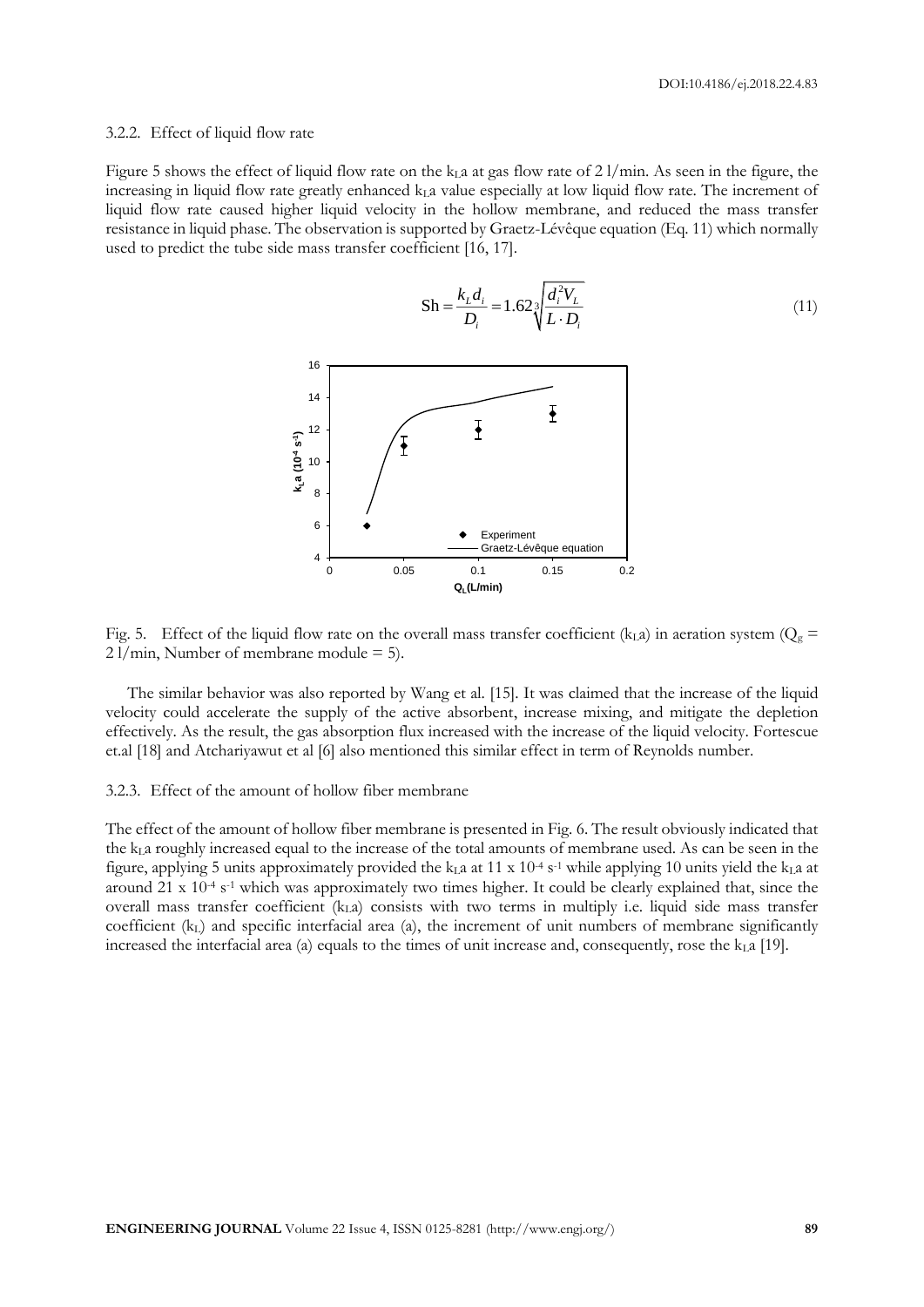### 3.2.2. Effect of liquid flow rate

Figure 5 shows the effect of liquid flow rate on the $k_La$ at gas flow rate of 2 l/min. As seen in the figure, the increasing in liquid flow rate greatly enhanced $k_La$ value especially at low liquid flow rate. The increment of liquid flow rate caused higher liquid velocity in the hollow membrane, and reduced the mass transfer resistance in liquid phase. The observation is supported by Graetz-Lévêque equation (Eq. 11) which normally used to predict the tube side mass transfer coefficient [16, 17].

$$\mathrm{Sh} = \frac{k_L d_i}{D_i} = 1.62\sqrt[3]{\frac{d_i^2 V_L}{L \cdot D_i}} \tag{11}$$

Fig. 5. Effect of the liquid flow rate on the overall mass transfer coefficient ($k_La$) in aeration system ($Q_g$ = 2 l/min, Number of membrane module = 5).

The similar behavior was also reported by Wang et al. [15]. It was claimed that the increase of the liquid velocity could accelerate the supply of the active absorbent, increase mixing, and mitigate the depletion effectively. As the result, the gas absorption flux increased with the increase of the liquid velocity. Fortescue et.al [18] and Atchariyawut et al [6] also mentioned this similar effect in term of Reynolds number.

### 3.2.3. Effect of the amount of hollow fiber membrane

The effect of the amount of hollow fiber membrane is presented in Fig. 6. The result obviously indicated that the $k_La$ roughly increased equal to the increase of the total amounts of membrane used. As can be seen in the figure, applying 5 units approximately provided the $k_La$ at 11 x $10^{-4}$ $s^{-1}$ while applying 10 units yield the $k_La$ at around 21 x $10^{-4}$ $s^{-1}$ which was approximately two times higher. It could be clearly explained that, since the overall mass transfer coefficient ($k_La$) consists with two terms in multiply i.e. liquid side mass transfer coefficient ($k_L$) and specific interfacial area (a), the increment of unit numbers of membrane significantly increased the interfacial area (a) equals to the times of unit increase and, consequently, rose the $k_La$ [19].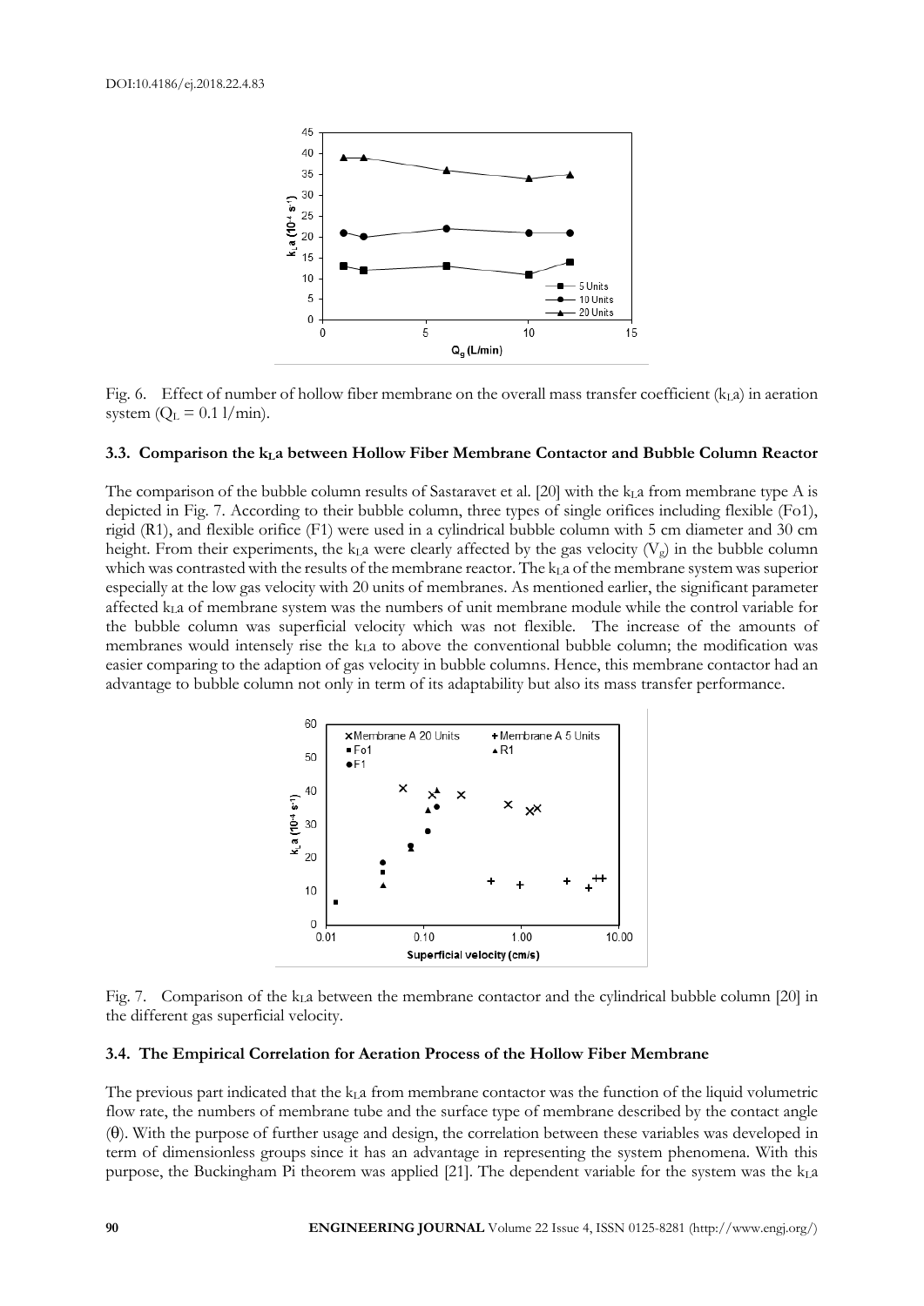Fig. 6. Effect of number of hollow fiber membrane on the overall mass transfer coefficient ($k_La$) in aeration system ($Q_L$ = 0.1 l/min).

### 3.3. Comparison the $k_La$ between Hollow Fiber Membrane Contactor and Bubble Column Reactor

The comparison of the bubble column results of Sastaravet et al. [20] with the $k_La$ from membrane type A is depicted in Fig. 7. According to their bubble column, three types of single orifices including flexible (Fo1), rigid (R1), and flexible orifice (F1) were used in a cylindrical bubble column with 5 cm diameter and 30 cm height. From their experiments, the $k_La$ were clearly affected by the gas velocity ($V_g$) in the bubble column which was contrasted with the results of the membrane reactor. The $k_La$ of the membrane system was superior especially at the low gas velocity with 20 units of membranes. As mentioned earlier, the significant parameter affected $k_La$ of membrane system was the numbers of unit membrane module while the control variable for the bubble column was superficial velocity which was not flexible. The increase of the amounts of membranes would intensely rise the $k_La$ to above the conventional bubble column; the modification was easier comparing to the adaption of gas velocity in bubble columns. Hence, this membrane contactor had an advantage to bubble column not only in term of its adaptability but also its mass transfer performance.

Fig. 7. Comparison of the $k_La$ between the membrane contactor and the cylindrical bubble column [20] in the different gas superficial velocity.

### 3.4. The Empirical Correlation for Aeration Process of the Hollow Fiber Membrane

The previous part indicated that the $k_La$ from membrane contactor was the function of the liquid volumetric flow rate, the numbers of membrane tube and the surface type of membrane described by the contact angle ($\theta$). With the purpose of further usage and design, the correlation between these variables was developed in term of dimensionless groups since it has an advantage in representing the system phenomena. With this purpose, the Buckingham Pi theorem was applied [21]. The dependent variable for the system was the $k_La$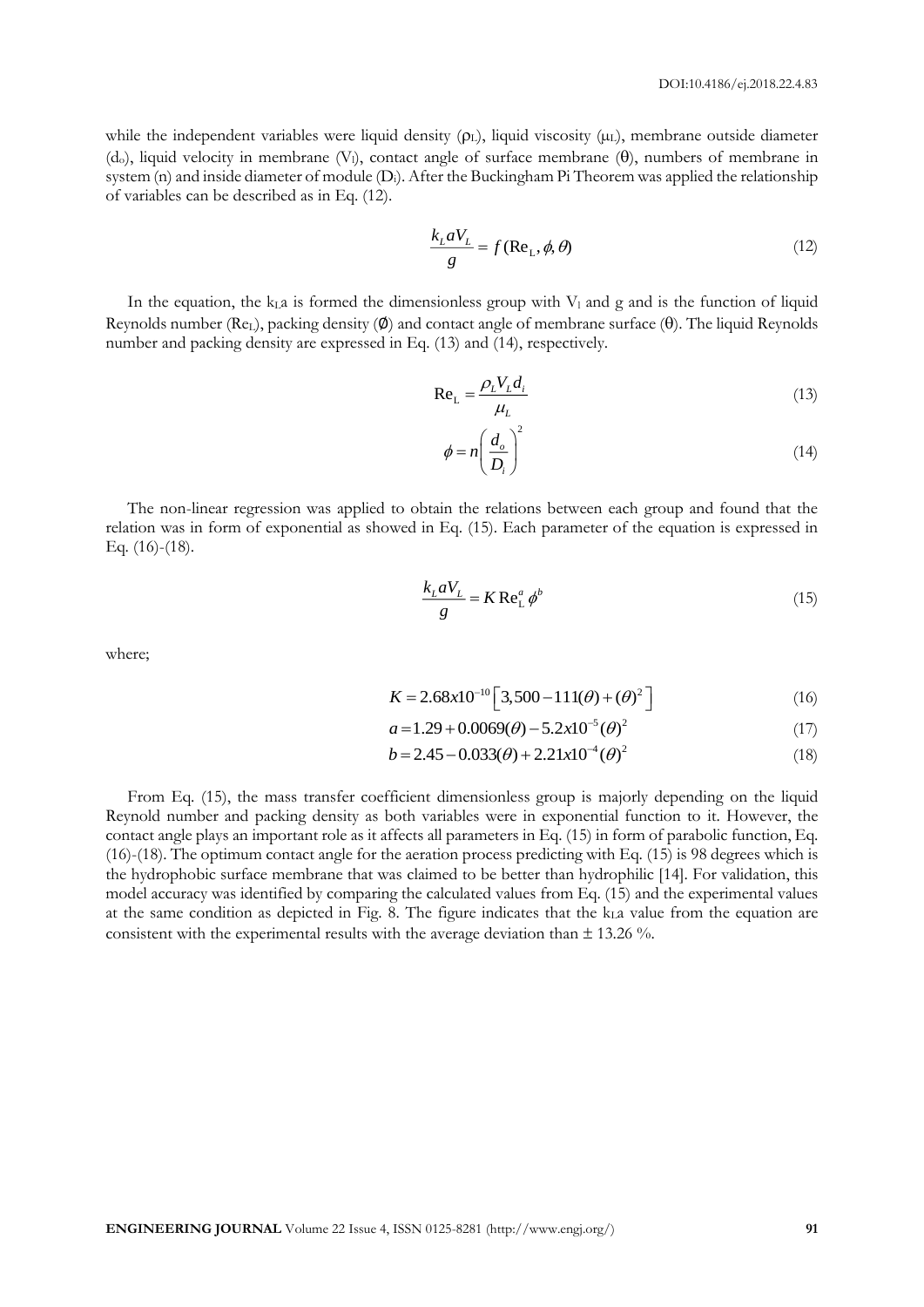while the independent variables were liquid density ($\rho_L$), liquid viscosity ($\mu_L$), membrane outside diameter ($d_o$), liquid velocity in membrane ($V_l$), contact angle of surface membrane ($\theta$), numbers of membrane in system (n) and inside diameter of module ($D_i$). After the Buckingham Pi Theorem was applied the relationship of variables can be described as in Eq. (12).

$$\frac{k_L a V_L}{g} = f(\mathrm{Re_L}, \phi, \theta) \tag{12}$$

In the equation, the $k_La$ is formed the dimensionless group with $V_l$ and g and is the function of liquid Reynolds number ($\mathrm{Re_L}$), packing density ($\phi$) and contact angle of membrane surface ($\theta$). The liquid Reynolds number and packing density are expressed in Eq. (13) and (14), respectively.

$$\mathrm{Re_L} = \frac{\rho_L V_L d_i}{\mu_L} \tag{13}$$

$$\phi = n\left(\frac{d_o}{D_i}\right)^2 \tag{14}$$

The non-linear regression was applied to obtain the relations between each group and found that the relation was in form of exponential as showed in Eq. (15). Each parameter of the equation is expressed in Eq. (16)-(18).

$$\frac{k_L a V_L}{g} = K\,\mathrm{Re_L^a}\,\phi^b \tag{15}$$

where;

$$K = 2.68x10^{-10}\left[3{,}500 - 111(\theta) + (\theta)^2\right] \tag{16}$$

$$a = 1.29 + 0.0069(\theta) - 5.2x10^{-5}(\theta)^2 \tag{17}$$

$$b = 2.45 - 0.033(\theta) + 2.21x10^{-4}(\theta)^2 \tag{18}$$

From Eq. (15), the mass transfer coefficient dimensionless group is majorly depending on the liquid Reynold number and packing density as both variables were in exponential function to it. However, the contact angle plays an important role as it affects all parameters in Eq. (15) in form of parabolic function, Eq. (16)-(18). The optimum contact angle for the aeration process predicting with Eq. (15) is 98 degrees which is the hydrophobic surface membrane that was claimed to be better than hydrophilic [14]. For validation, this model accuracy was identified by comparing the calculated values from Eq. (15) and the experimental values at the same condition as depicted in Fig. 8. The figure indicates that the $k_La$ value from the equation are consistent with the experimental results with the average deviation than ± 13.26 %.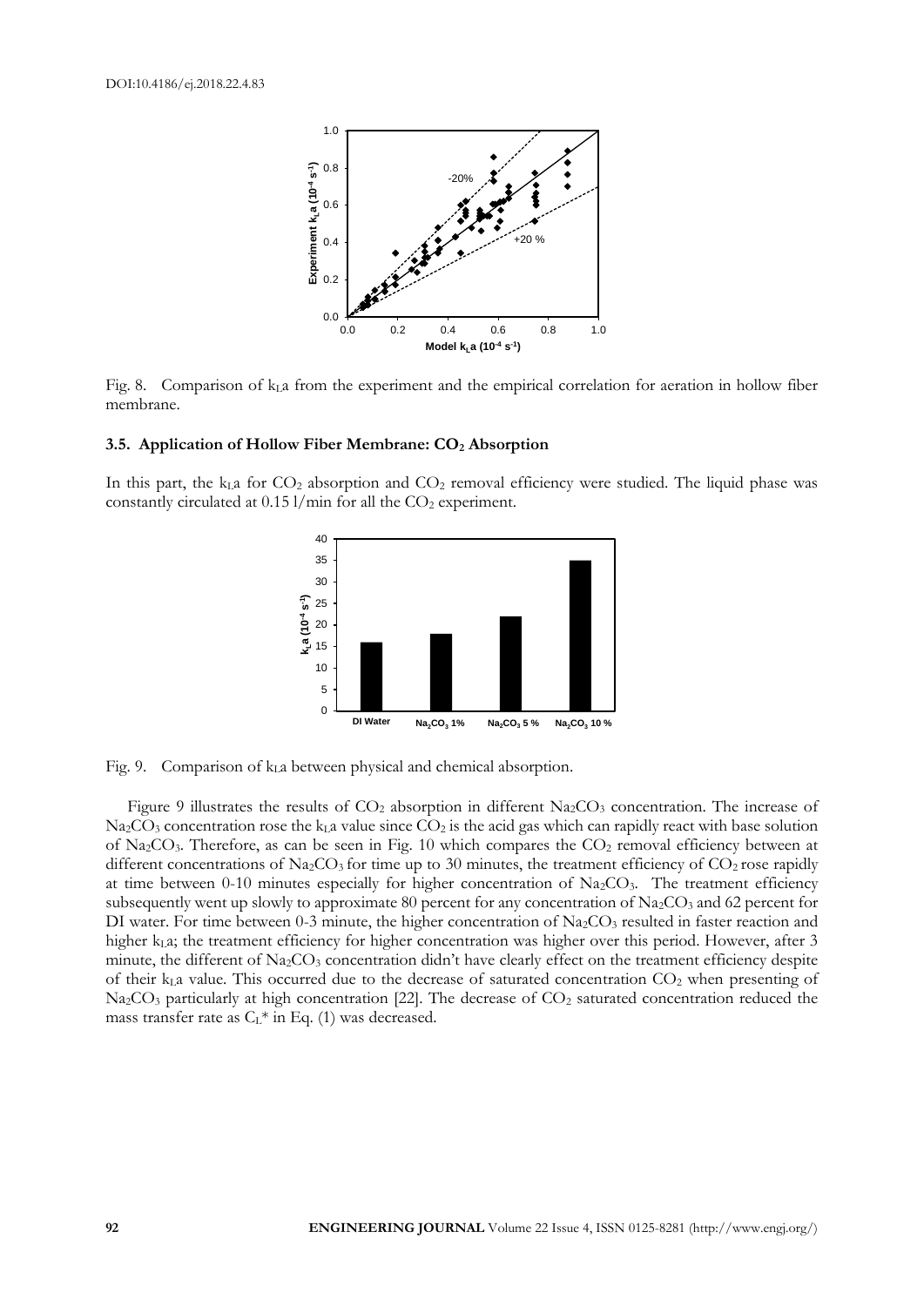Fig. 8. Comparison of $k_La$ from the experiment and the empirical correlation for aeration in hollow fiber membrane.

### 3.5. Application of Hollow Fiber Membrane: $CO_2$ Absorption

In this part, the $k_La$ for $CO_2$ absorption and $CO_2$ removal efficiency were studied. The liquid phase was constantly circulated at 0.15 l/min for all the $CO_2$ experiment.

Fig. 9. Comparison of $k_La$ between physical and chemical absorption.

Figure 9 illustrates the results of $CO_2$ absorption in different $Na_2CO_3$ concentration. The increase of $Na_2CO_3$ concentration rose the $k_La$ value since $CO_2$ is the acid gas which can rapidly react with base solution of $Na_2CO_3$. Therefore, as can be seen in Fig. 10 which compares the $CO_2$ removal efficiency between at different concentrations of $Na_2CO_3$ for time up to 30 minutes, the treatment efficiency of $CO_2$ rose rapidly at time between 0-10 minutes especially for higher concentration of $Na_2CO_3$. The treatment efficiency subsequently went up slowly to approximate 80 percent for any concentration of $Na_2CO_3$ and 62 percent for DI water. For time between 0-3 minute, the higher concentration of $Na_2CO_3$ resulted in faster reaction and higher $k_La$; the treatment efficiency for higher concentration was higher over this period. However, after 3 minute, the different of $Na_2CO_3$ concentration didn't have clearly effect on the treatment efficiency despite of their $k_La$ value. This occurred due to the decrease of saturated concentration $CO_2$ when presenting of $Na_2CO_3$ particularly at high concentration [22]. The decrease of $CO_2$ saturated concentration reduced the mass transfer rate as $C_L^*$ in Eq. (1) was decreased.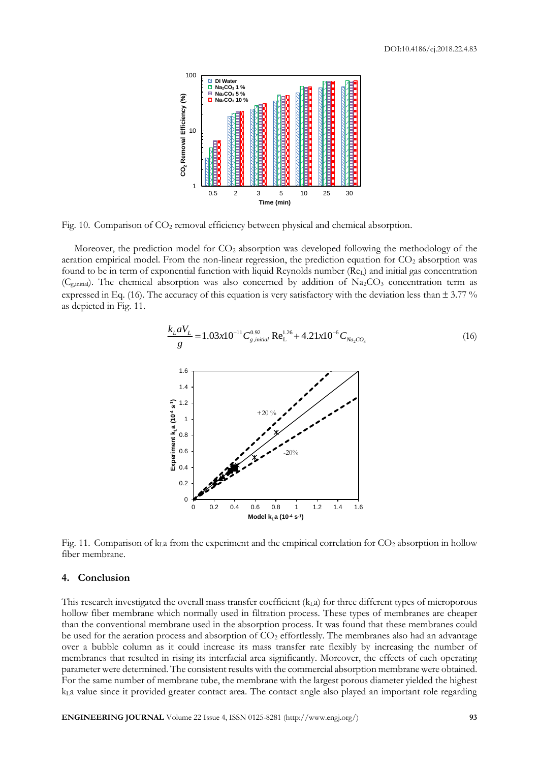Fig. 10. Comparison of $CO_2$ removal efficiency between physical and chemical absorption.

Moreover, the prediction model for $CO_2$ absorption was developed following the methodology of the aeration empirical model. From the non-linear regression, the prediction equation for $CO_2$ absorption was found to be in term of exponential function with liquid Reynolds number ($Re_L$) and initial gas concentration ($C_{g,initial}$). The chemical absorption was also concerned by addition of $Na_2CO_3$ concentration term as expressed in Eq. (16). The accuracy of this equation is very satisfactory with the deviation less than ± 3.77 % as depicted in Fig. 11.

$$\frac{k_L a V_L}{g} = 1.03x10^{-11} C_{g,initial}^{0.92} \mathrm{Re}_L^{1.26} + 4.21x10^{-6} C_{Na_2CO_3} \tag{16}$$

Fig. 11. Comparison of $k_La$ from the experiment and the empirical correlation for $CO_2$ absorption in hollow fiber membrane.

## 4. Conclusion

This research investigated the overall mass transfer coefficient ($k_La$) for three different types of microporous hollow fiber membrane which normally used in filtration process. These types of membranes are cheaper than the conventional membrane used in the absorption process. It was found that these membranes could be used for the aeration process and absorption of $CO_2$ effortlessly. The membranes also had an advantage over a bubble column as it could increase its mass transfer rate flexibly by increasing the number of membranes that resulted in rising its interfacial area significantly. Moreover, the effects of each operating parameter were determined. The consistent results with the commercial absorption membrane were obtained. For the same number of membrane tube, the membrane with the largest porous diameter yielded the highest $k_La$ value since it provided greater contact area. The contact angle also played an important role regarding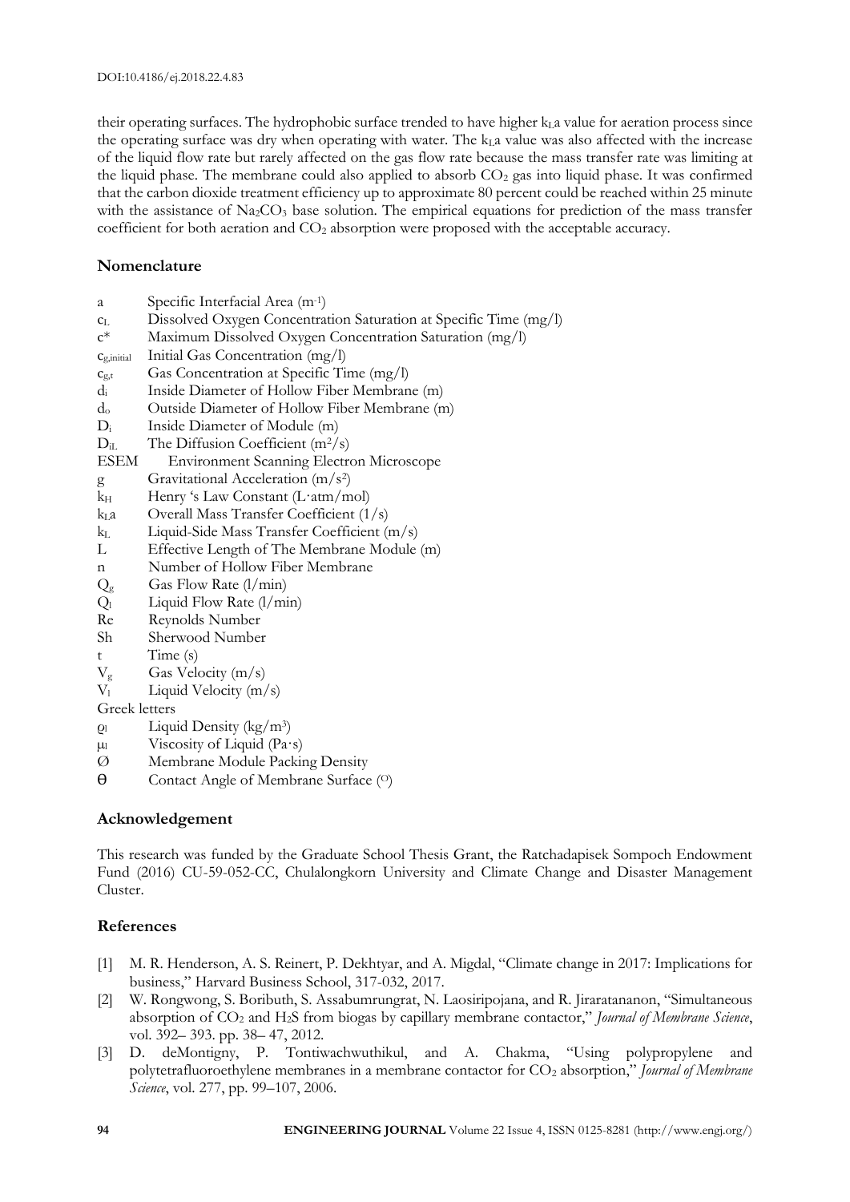their operating surfaces. The hydrophobic surface trended to have higher $k_La$ value for aeration process since the operating surface was dry when operating with water. The $k_La$ value was also affected with the increase of the liquid flow rate but rarely affected on the gas flow rate because the mass transfer rate was limiting at the liquid phase. The membrane could also applied to absorb $CO_2$ gas into liquid phase. It was confirmed that the carbon dioxide treatment efficiency up to approximate 80 percent could be reached within 25 minute with the assistance of $Na_2CO_3$ base solution. The empirical equations for prediction of the mass transfer coefficient for both aeration and $CO_2$ absorption were proposed with the acceptable accuracy.

## Nomenclature

- $a$ — Specific Interfacial Area ($m^{-1}$)
- $c_L$ — Dissolved Oxygen Concentration Saturation at Specific Time (mg/l)
- $c^*$ — Maximum Dissolved Oxygen Concentration Saturation (mg/l)
- $c_{g,initial}$ — Initial Gas Concentration (mg/l)
- $c_{g,t}$ — Gas Concentration at Specific Time (mg/l)
- $d_i$ — Inside Diameter of Hollow Fiber Membrane (m)
- $d_o$ — Outside Diameter of Hollow Fiber Membrane (m)
- $D_i$ — Inside Diameter of Module (m)
- $D_{iL}$ — The Diffusion Coefficient ($m^2/s$)
- ESEM — Environment Scanning Electron Microscope
- $g$ — Gravitational Acceleration ($m/s^2$)
- $k_H$ — Henry 's Law Constant (L·atm/mol)
- $k_La$ — Overall Mass Transfer Coefficient (1/s)
- $k_L$ — Liquid-Side Mass Transfer Coefficient (m/s)
- $L$ — Effective Length of The Membrane Module (m)
- $n$ — Number of Hollow Fiber Membrane
- $Q_g$ — Gas Flow Rate (l/min)
- $Q_l$ — Liquid Flow Rate (l/min)
- Re — Reynolds Number
- Sh — Sherwood Number
- $t$ — Time (s)
- $V_g$ — Gas Velocity (m/s)
- $V_l$ — Liquid Velocity (m/s)

Greek letters

- $\rho_l$ — Liquid Density ($kg/m^3$)
- $\mu_l$ — Viscosity of Liquid (Pa·s)
- $\emptyset$ — Membrane Module Packing Density
- $\theta$ — Contact Angle of Membrane Surface ($^{O}$)

## Acknowledgement

This research was funded by the Graduate School Thesis Grant, the Ratchadapisek Sompoch Endowment Fund (2016) CU-59-052-CC, Chulalongkorn University and Climate Change and Disaster Management Cluster.

## References

[1] M. R. Henderson, A. S. Reinert, P. Dekhtyar, and A. Migdal, "Climate change in 2017: Implications for business," Harvard Business School, 317-032, 2017.

[2] W. Rongwong, S. Boributh, S. Assabumrungrat, N. Laosiripojana, and R. Jiraratananon, "Simultaneous absorption of $CO_2$ and $H_2S$ from biogas by capillary membrane contactor," *Journal of Membrane Science*, vol. 392– 393. pp. 38– 47, 2012.

[3] D. deMontigny, P. Tontiwachwuthikul, and A. Chakma, "Using polypropylene and polytetrafluoroethylene membranes in a membrane contactor for $CO_2$ absorption," *Journal of Membrane Science*, vol. 277, pp. 99–107, 2006.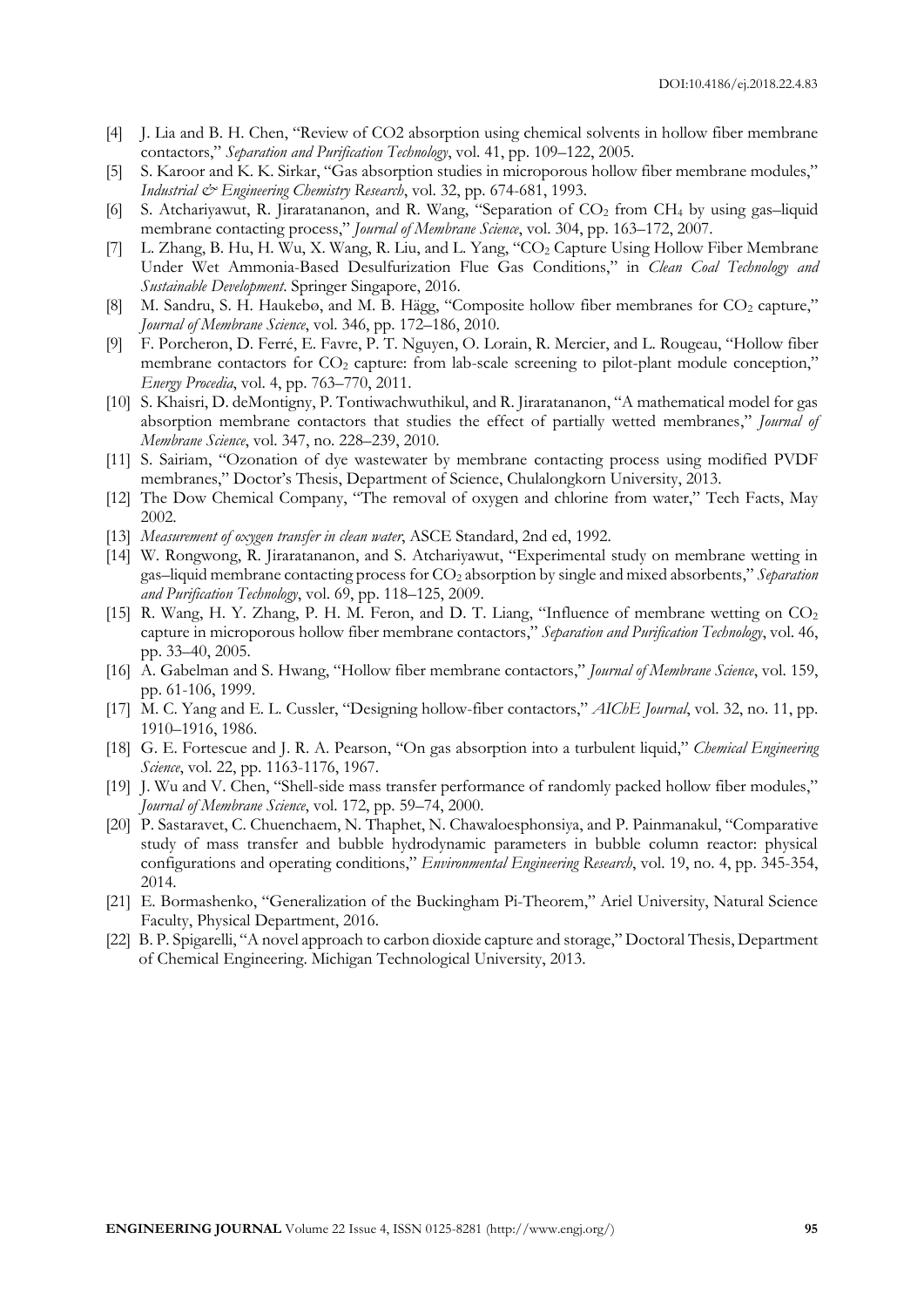[4] J. Lia and B. H. Chen, "Review of CO2 absorption using chemical solvents in hollow fiber membrane contactors," *Separation and Purification Technology*, vol. 41, pp. 109–122, 2005.

[5] S. Karoor and K. K. Sirkar, "Gas absorption studies in microporous hollow fiber membrane modules," *Industrial & Engineering Chemistry Research*, vol. 32, pp. 674-681, 1993.

[6] S. Atchariyawut, R. Jiraratananon, and R. Wang, "Separation of $CO_2$ from $CH_4$ by using gas–liquid membrane contacting process," *Journal of Membrane Science*, vol. 304, pp. 163–172, 2007.

[7] L. Zhang, B. Hu, H. Wu, X. Wang, R. Liu, and L. Yang, "$CO_2$ Capture Using Hollow Fiber Membrane Under Wet Ammonia-Based Desulfurization Flue Gas Conditions," in *Clean Coal Technology and Sustainable Development*. Springer Singapore, 2016.

[8] M. Sandru, S. H. Haukebø, and M. B. Hägg, "Composite hollow fiber membranes for $CO_2$ capture," *Journal of Membrane Science*, vol. 346, pp. 172–186, 2010.

[9] F. Porcheron, D. Ferré, E. Favre, P. T. Nguyen, O. Lorain, R. Mercier, and L. Rougeau, "Hollow fiber membrane contactors for $CO_2$ capture: from lab-scale screening to pilot-plant module conception," *Energy Procedia*, vol. 4, pp. 763–770, 2011.

[10] S. Khaisri, D. deMontigny, P. Tontiwachwuthikul, and R. Jiraratananon, "A mathematical model for gas absorption membrane contactors that studies the effect of partially wetted membranes," *Journal of Membrane Science*, vol. 347, no. 228–239, 2010.

[11] S. Sairiam, "Ozonation of dye wastewater by membrane contacting process using modified PVDF membranes," Doctor's Thesis, Department of Science, Chulalongkorn University, 2013.

[12] The Dow Chemical Company, "The removal of oxygen and chlorine from water," Tech Facts, May 2002.

[13] *Measurement of oxygen transfer in clean water*, ASCE Standard, 2nd ed, 1992.

[14] W. Rongwong, R. Jiraratananon, and S. Atchariyawut, "Experimental study on membrane wetting in gas–liquid membrane contacting process for $CO_2$ absorption by single and mixed absorbents," *Separation and Purification Technology*, vol. 69, pp. 118–125, 2009.

[15] R. Wang, H. Y. Zhang, P. H. M. Feron, and D. T. Liang, "Influence of membrane wetting on $CO_2$ capture in microporous hollow fiber membrane contactors," *Separation and Purification Technology*, vol. 46, pp. 33–40, 2005.

[16] A. Gabelman and S. Hwang, "Hollow fiber membrane contactors," *Journal of Membrane Science*, vol. 159, pp. 61-106, 1999.

[17] M. C. Yang and E. L. Cussler, "Designing hollow-fiber contactors," *AIChE Journal*, vol. 32, no. 11, pp. 1910–1916, 1986.

[18] G. E. Fortescue and J. R. A. Pearson, "On gas absorption into a turbulent liquid," *Chemical Engineering Science*, vol. 22, pp. 1163-1176, 1967.

[19] J. Wu and V. Chen, "Shell-side mass transfer performance of randomly packed hollow fiber modules," *Journal of Membrane Science*, vol. 172, pp. 59–74, 2000.

[20] P. Sastaravet, C. Chuenchaem, N. Thaphet, N. Chawaloesphonsiya, and P. Painmanakul, "Comparative study of mass transfer and bubble hydrodynamic parameters in bubble column reactor: physical configurations and operating conditions," *Environmental Engineering Research*, vol. 19, no. 4, pp. 345-354, 2014.

[21] E. Bormashenko, "Generalization of the Buckingham Pi-Theorem," Ariel University, Natural Science Faculty, Physical Department, 2016.

[22] B. P. Spigarelli, "A novel approach to carbon dioxide capture and storage," Doctoral Thesis, Department of Chemical Engineering. Michigan Technological University, 2013.